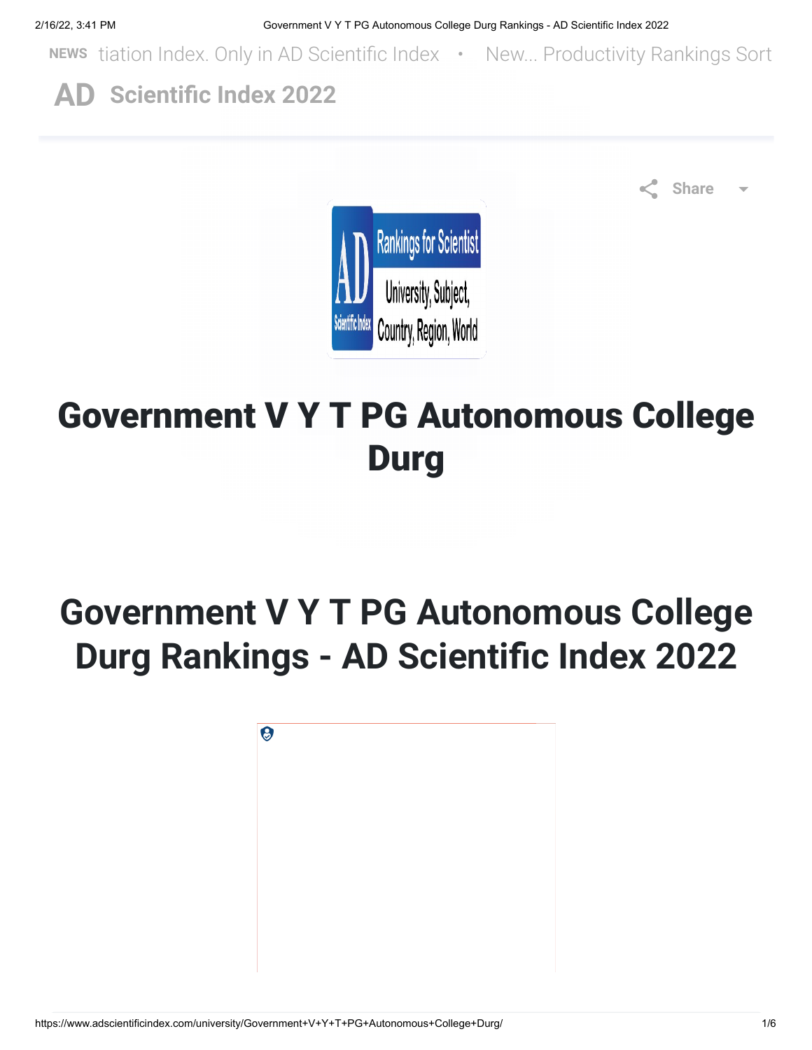NEWS tiation Index. Only in AD Scientific Index • New... Productivity Rankings Sort

**AD Scientific Index 2022**

Share

# Government V Y T PG Autonomous College Durg

# Government V Y T PG Autonomous College Durg Rankings - AD Scientific Index 2022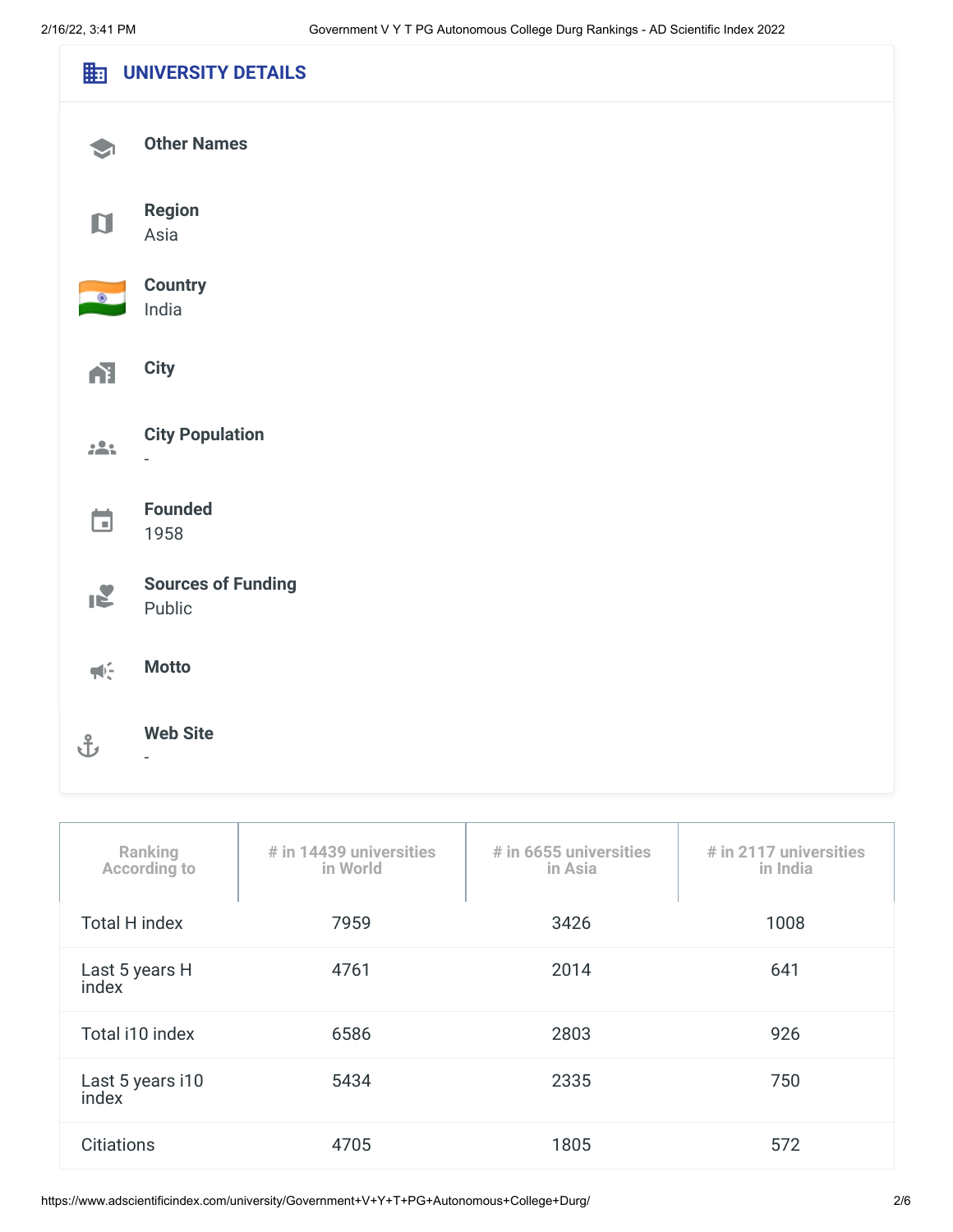## UNIVERSITY DETAILS

**Other Names**

**Region**
Asia

**Country**
India

**City**

**City Population**
-

**Founded**
1958

**Sources of Funding**
Public

**Motto**

**Web Site**
-

| Ranking According to | # in 14439 universities in World | # in 6655 universities in Asia | # in 2117 universities in India |
|---|---|---|---|
| Total H index | 7959 | 3426 | 1008 |
| Last 5 years H index | 4761 | 2014 | 641 |
| Total i10 index | 6586 | 2803 | 926 |
| Last 5 years i10 index | 5434 | 2335 | 750 |
| Citiations | 4705 | 1805 | 572 |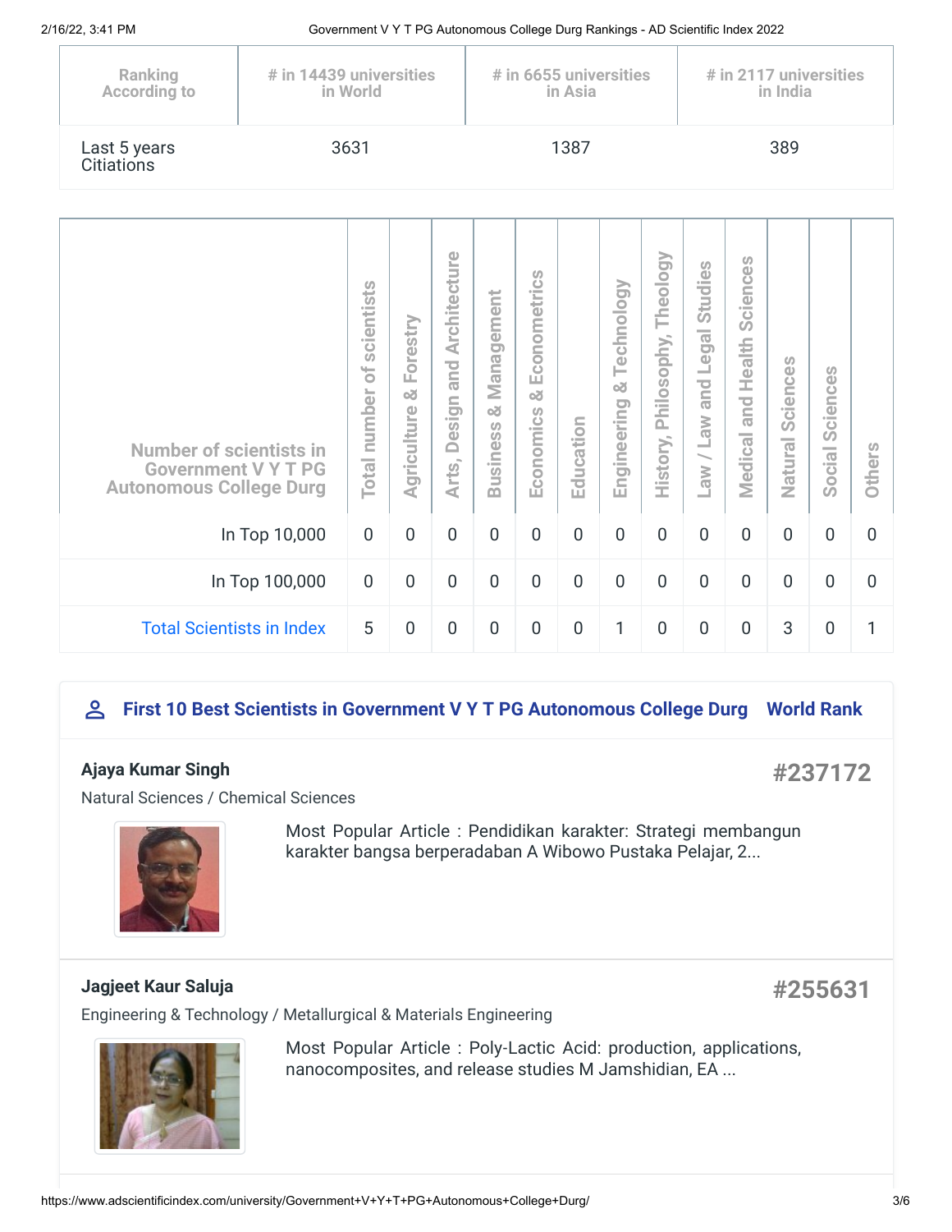| Ranking According to | # in 14439 universities in World | # in 6655 universities in Asia | # in 2117 universities in India |
|---|---|---|---|
| Last 5 years Citiations | 3631 | 1387 | 389 |

| Number of scientists in Government V Y T PG Autonomous College Durg | Total number of scientists | Agriculture & Forestry | Arts, Design and Architecture | Business & Management | Economics & Econometrics | Education | Engineering & Technology | History, Philosophy, Theology | Law / Law and Legal Studies | Medical and Health Sciences | Natural Sciences | Social Sciences | Others |
|---|---|---|---|---|---|---|---|---|---|---|---|---|---|
| In Top 10,000 | 0 | 0 | 0 | 0 | 0 | 0 | 0 | 0 | 0 | 0 | 0 | 0 | 0 |
| In Top 100,000 | 0 | 0 | 0 | 0 | 0 | 0 | 0 | 0 | 0 | 0 | 0 | 0 | 0 |
| Total Scientists in Index | 5 | 0 | 0 | 0 | 0 | 0 | 1 | 0 | 0 | 0 | 3 | 0 | 1 |

## First 10 Best Scientists in Government V Y T PG Autonomous College Durg — World Rank

**Ajaya Kumar Singh** — **#237172**

Natural Sciences / Chemical Sciences

Most Popular Article : Pendidikan karakter: Strategi membangun karakter bangsa berperadaban A Wibowo Pustaka Pelajar, 2...

**Jagjeet Kaur Saluja** — **#255631**

Engineering & Technology / Metallurgical & Materials Engineering

Most Popular Article : Poly-Lactic Acid: production, applications, nanocomposites, and release studies M Jamshidian, EA ...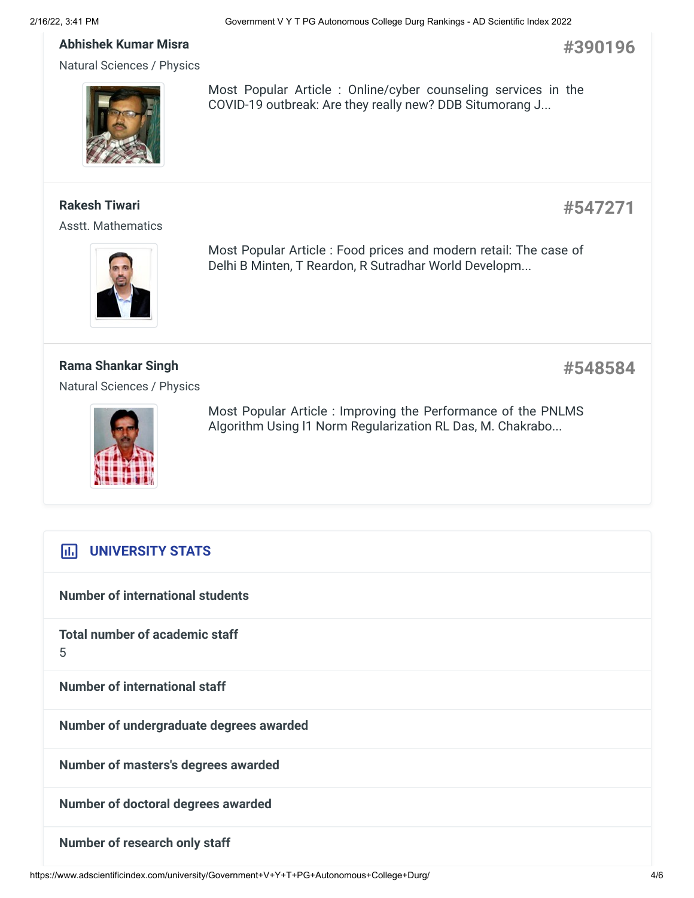**Abhishek Kumar Misra**

**#390196**

Natural Sciences / Physics

Most Popular Article : Online/cyber counseling services in the COVID-19 outbreak: Are they really new? DDB Situmorang J...

---

**Rakesh Tiwari**

**#547271**

Asstt. Mathematics

Most Popular Article : Food prices and modern retail: The case of Delhi B Minten, T Reardon, R Sutradhar World Developm...

---

**Rama Shankar Singh**

**#548584**

Natural Sciences / Physics

Most Popular Article : Improving the Performance of the PNLMS Algorithm Using l1 Norm Regularization RL Das, M. Chakrabo...

---

## UNIVERSITY STATS

**Number of international students**

**Total number of academic staff**

5

**Number of international staff**

**Number of undergraduate degrees awarded**

**Number of masters's degrees awarded**

**Number of doctoral degrees awarded**

**Number of research only staff**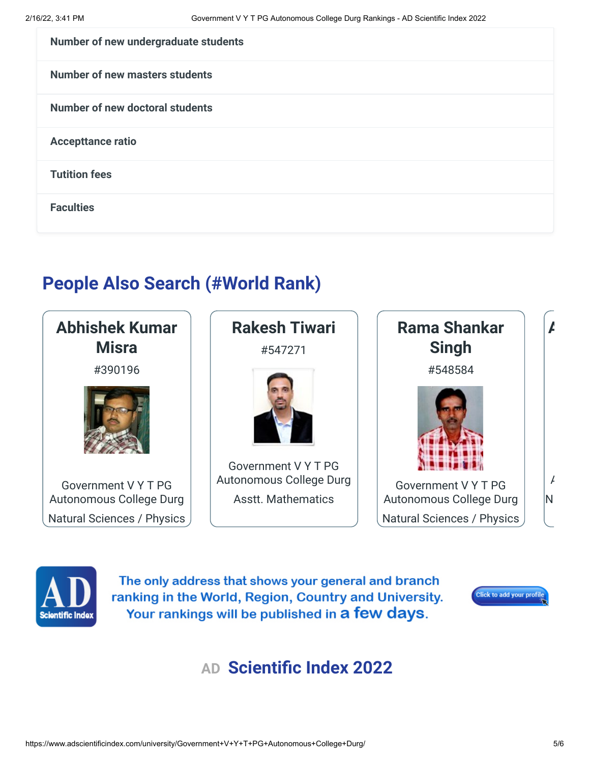**Number of new undergraduate students**

**Number of new masters students**

**Number of new doctoral students**

**Accepttance ratio**

**Tutition fees**

**Faculties**

## People Also Search (#World Rank)

**Abhishek Kumar Misra**
#390196
Government V Y T PG Autonomous College Durg
Natural Sciences / Physics

**Rakesh Tiwari**
#547271
Government V Y T PG Autonomous College Durg
Asstt. Mathematics

**Rama Shankar Singh**
#548584
Government V Y T PG Autonomous College Durg
Natural Sciences / Physics

The only address that shows your general and branch ranking in the World, Region, Country and University. Your rankings will be published in a few days.

Click to add your profile

AD **Scientific Index 2022**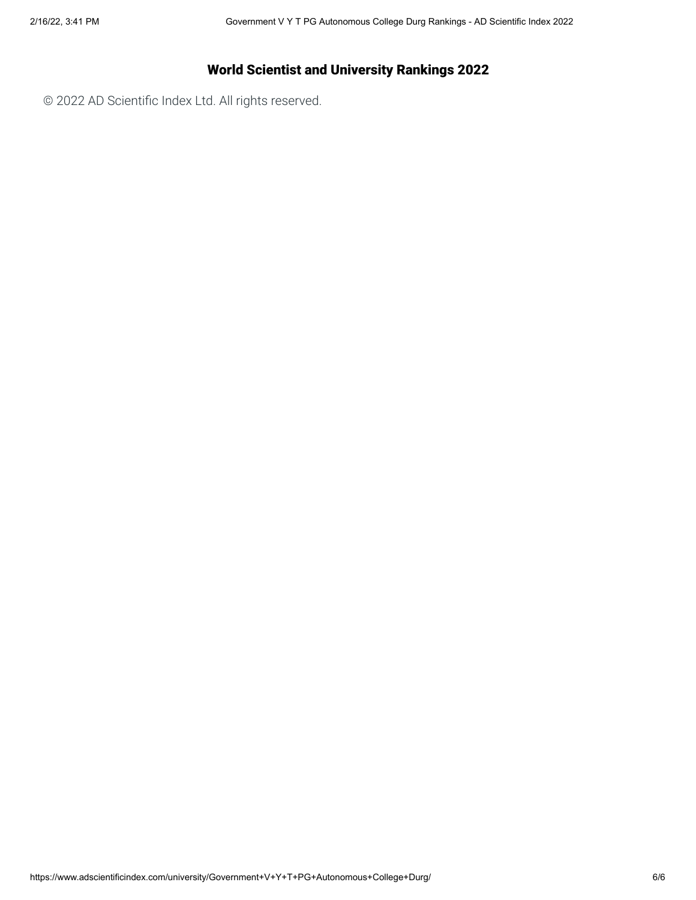## World Scientist and University Rankings 2022

© 2022 AD Scientific Index Ltd. All rights reserved.